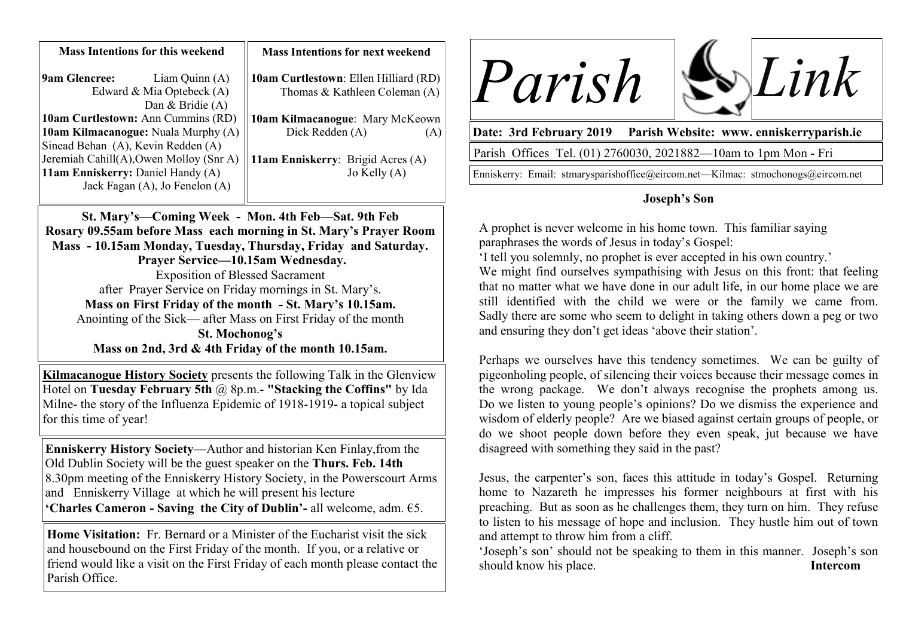# Parish Link

**Date: 3rd February 2019 Parish Website: www. enniskerryparish.ie**

Parish Offices Tel. (01) 2760030, 2021882—10am to 1pm Mon - Fri

Enniskerry: Email: stmarysparishoffice@eircom.net—Kilmac: stmochonogs@eircom.net

### Mass Intentions for this weekend

**9am Glencree:** Liam Quinn (A)
Edward & Mia Optebeck (A)
Dan & Bridie (A)
**10am Curtlestown:** Ann Cummins (RD)
**10am Kilmacanogue:** Nuala Murphy (A)
Sinead Behan (A), Kevin Redden (A)
Jeremiah Cahill(A),Owen Molloy (Snr A)
**11am Enniskerry:** Daniel Handy (A)
Jack Fagan (A), Jo Fenelon (A)

### Mass Intentions for next weekend

**10am Curtlestown**: Ellen Hilliard (RD)
Thomas & Kathleen Coleman (A)

**10am Kilmacanogue**: Mary McKeown (A)
Dick Redden (A)

**11am Enniskerry**: Brigid Acres (A)
Jo Kelly (A)

**St. Mary's—Coming Week - Mon. 4th Feb—Sat. 9th Feb**
**Rosary 09.55am before Mass each morning in St. Mary's Prayer Room**
**Mass - 10.15am Monday, Tuesday, Thursday, Friday and Saturday.**
**Prayer Service—10.15am Wednesday.**
Exposition of Blessed Sacrament
after Prayer Service on Friday mornings in St. Mary's.
**Mass on First Friday of the month - St. Mary's 10.15am.**
Anointing of the Sick— after Mass on First Friday of the month
**St. Mochonog's**
**Mass on 2nd, 3rd & 4th Friday of the month 10.15am.**

**Kilmacanogue History Society** presents the following Talk in the Glenview Hotel on **Tuesday February 5th** @ 8p.m.- **"Stacking the Coffins"** by Ida Milne- the story of the Influenza Epidemic of 1918-1919- a topical subject for this time of year!

**Enniskerry History Society**—Author and historian Ken Finlay,from the Old Dublin Society will be the guest speaker on the **Thurs. Feb. 14th** 8.30pm meeting of the Enniskerry History Society, in the Powerscourt Arms and Enniskerry Village at which he will present his lecture **'Charles Cameron - Saving the City of Dublin'-** all welcome, adm. €5.

**Home Visitation:** Fr. Bernard or a Minister of the Eucharist visit the sick and housebound on the First Friday of the month. If you, or a relative or friend would like a visit on the First Friday of each month please contact the Parish Office.

### Joseph's Son

A prophet is never welcome in his home town. This familiar saying paraphrases the words of Jesus in today's Gospel:
'I tell you solemnly, no prophet is ever accepted in his own country.'
We might find ourselves sympathising with Jesus on this front: that feeling that no matter what we have done in our adult life, in our home place we are still identified with the child we were or the family we came from. Sadly there are some who seem to delight in taking others down a peg or two and ensuring they don't get ideas 'above their station'.

Perhaps we ourselves have this tendency sometimes. We can be guilty of pigeonholing people, of silencing their voices because their message comes in the wrong package. We don't always recognise the prophets among us. Do we listen to young people's opinions? Do we dismiss the experience and wisdom of elderly people? Are we biased against certain groups of people, or do we shoot people down before they even speak, jut because we have disagreed with something they said in the past?

Jesus, the carpenter's son, faces this attitude in today's Gospel. Returning home to Nazareth he impresses his former neighbours at first with his preaching. But as soon as he challenges them, they turn on him. They refuse to listen to his message of hope and inclusion. They hustle him out of town and attempt to throw him from a cliff.
'Joseph's son' should not be speaking to them in this manner. Joseph's son should know his place. **Intercom**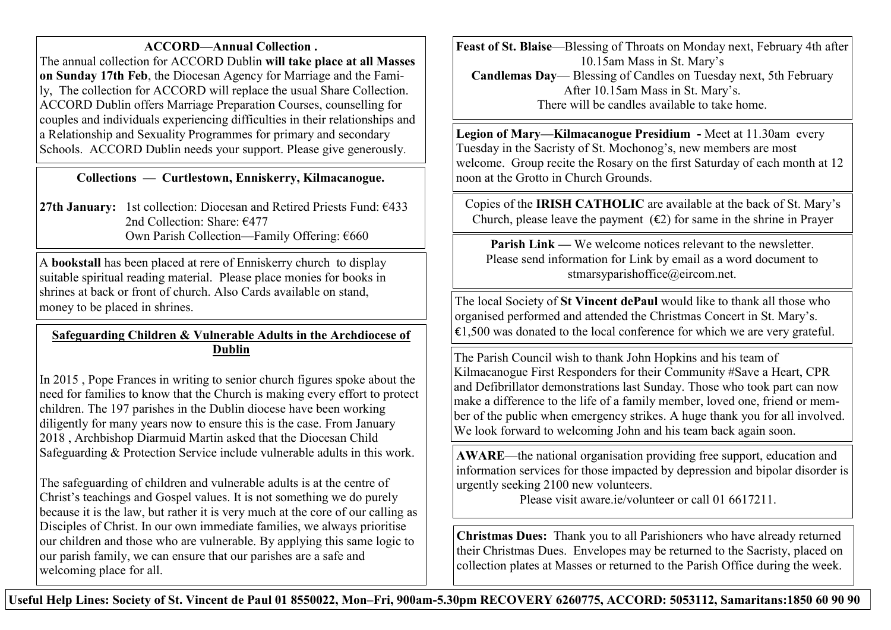**ACCORD—Annual Collection .**

The annual collection for ACCORD Dublin **will take place at all Masses on Sunday 17th Feb**, the Diocesan Agency for Marriage and the Family, The collection for ACCORD will replace the usual Share Collection. ACCORD Dublin offers Marriage Preparation Courses, counselling for couples and individuals experiencing difficulties in their relationships and a Relationship and Sexuality Programmes for primary and secondary Schools. ACCORD Dublin needs your support. Please give generously.

**Collections — Curtlestown, Enniskerry, Kilmacanogue.**

**27th January:** 1st collection: Diocesan and Retired Priests Fund: €433
2nd Collection: Share: €477
Own Parish Collection—Family Offering: €660

A **bookstall** has been placed at rere of Enniskerry church to display suitable spiritual reading material. Please place monies for books in shrines at back or front of church. Also Cards available on stand, money to be placed in shrines.

**Safeguarding Children & Vulnerable Adults in the Archdiocese of Dublin**

In 2015 , Pope Frances in writing to senior church figures spoke about the need for families to know that the Church is making every effort to protect children. The 197 parishes in the Dublin diocese have been working diligently for many years now to ensure this is the case. From January 2018 , Archbishop Diarmuid Martin asked that the Diocesan Child Safeguarding & Protection Service include vulnerable adults in this work.

The safeguarding of children and vulnerable adults is at the centre of Christ's teachings and Gospel values. It is not something we do purely because it is the law, but rather it is very much at the core of our calling as Disciples of Christ. In our own immediate families, we always prioritise our children and those who are vulnerable. By applying this same logic to our parish family, we can ensure that our parishes are a safe and welcoming place for all.

**Feast of St. Blaise**—Blessing of Throats on Monday next, February 4th after 10.15am Mass in St. Mary's
**Candlemas Day**— Blessing of Candles on Tuesday next, 5th February After 10.15am Mass in St. Mary's.
There will be candles available to take home.

**Legion of Mary—Kilmacanogue Presidium -** Meet at 11.30am every Tuesday in the Sacristy of St. Mochonog's, new members are most welcome. Group recite the Rosary on the first Saturday of each month at 12 noon at the Grotto in Church Grounds.

Copies of the **IRISH CATHOLIC** are available at the back of St. Mary's Church, please leave the payment (€2) for same in the shrine in Prayer

**Parish Link —** We welcome notices relevant to the newsletter. Please send information for Link by email as a word document to stmarsyparishoffice@eircom.net.

The local Society of **St Vincent dePaul** would like to thank all those who organised performed and attended the Christmas Concert in St. Mary's. €1,500 was donated to the local conference for which we are very grateful.

The Parish Council wish to thank John Hopkins and his team of Kilmacanogue First Responders for their Community #Save a Heart, CPR and Defibrillator demonstrations last Sunday. Those who took part can now make a difference to the life of a family member, loved one, friend or member of the public when emergency strikes. A huge thank you for all involved. We look forward to welcoming John and his team back again soon.

**AWARE**—the national organisation providing free support, education and information services for those impacted by depression and bipolar disorder is urgently seeking 2100 new volunteers.
Please visit aware.ie/volunteer or call 01 6617211.

**Christmas Dues:** Thank you to all Parishioners who have already returned their Christmas Dues. Envelopes may be returned to the Sacristy, placed on collection plates at Masses or returned to the Parish Office during the week.

**Useful Help Lines: Society of St. Vincent de Paul 01 8550022, Mon–Fri, 900am-5.30pm RECOVERY 6260775, ACCORD: 5053112, Samaritans:1850 60 90 90**